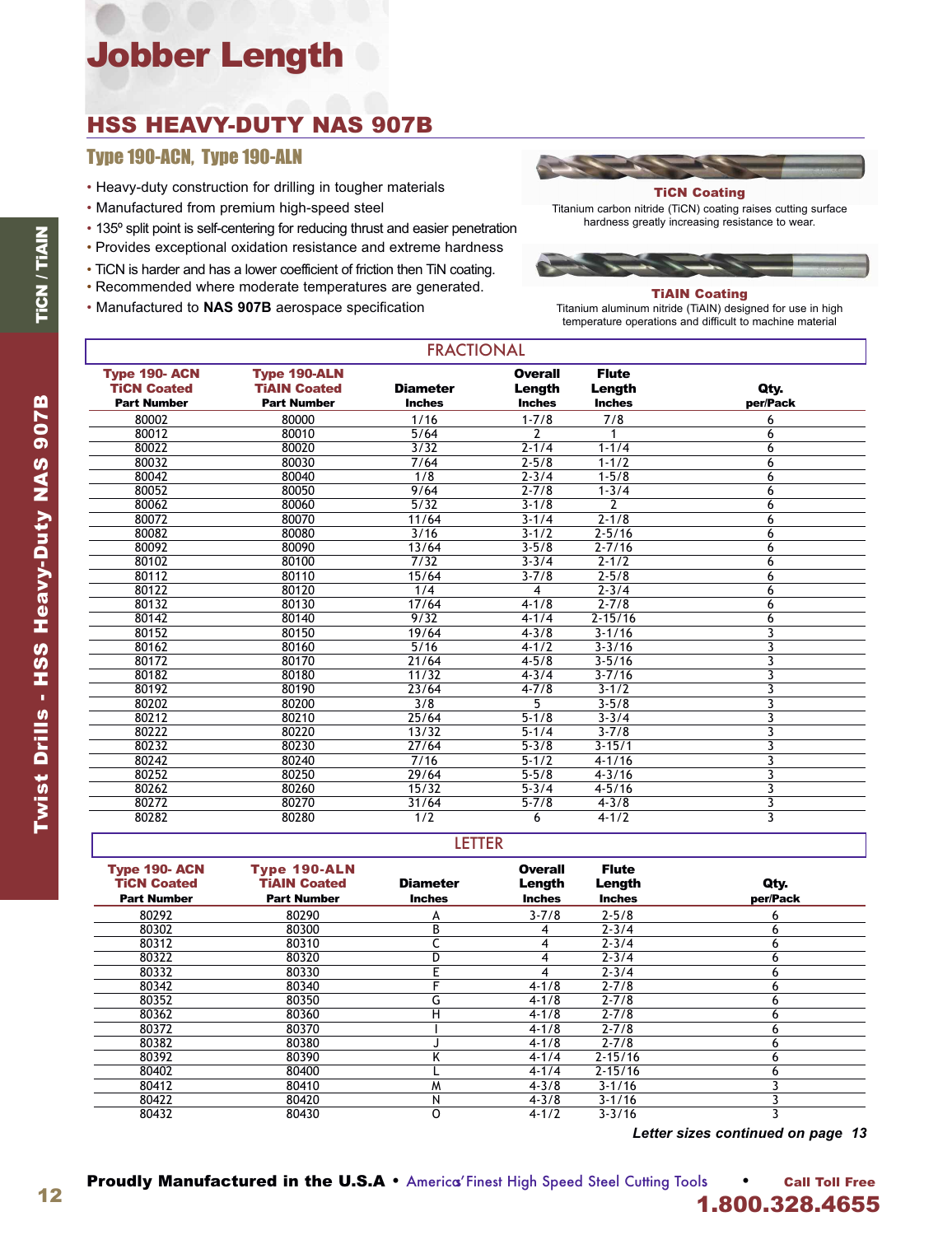# Jobber Length

## HSS HEAVY-DUTY NAS 907B

### Type 190-ACN, Type 190-ALN

- Heavy-duty construction for drilling in tougher materials
- Manufactured from premium high-speed steel
- 135º split point is self-centering for reducing thrust and easier penetration
- Provides exceptional oxidation resistance and extreme hardness
- TiCN is harder and has a lower coefficient of friction then TiN coating.
- Recommended where moderate temperatures are generated.
- Manufactured to **NAS 907B** aerospace specification

**TiCN Coating**

Titanium carbon nitride (TiCN) coating raises cutting surface hardness greatly increasing resistance to wear.

**TiAIN Coating**

Titanium aluminum nitride (TiAIN) designed for use in high temperature operations and difficult to machine material

**FRACTIONAL**

| Type 190- ACN TiCN Coated Part Number | Type 190-ALN TiAIN Coated Part Number | Diameter Inches | Overall Length Inches | Flute Length Inches | Qty. per/Pack |
|---|---|---|---|---|---|
| 80002 | 80000 | 1/16 | 1-7/8 | 7/8 | 6 |
| 80012 | 80010 | 5/64 | 2 | 1 | 6 |
| 80022 | 80020 | 3/32 | 2-1/4 | 1-1/4 | 6 |
| 80032 | 80030 | 7/64 | 2-5/8 | 1-1/2 | 6 |
| 80042 | 80040 | 1/8 | 2-3/4 | 1-5/8 | 6 |
| 80052 | 80050 | 9/64 | 2-7/8 | 1-3/4 | 6 |
| 80062 | 80060 | 5/32 | 3-1/8 | 2 | 6 |
| 80072 | 80070 | 11/64 | 3-1/4 | 2-1/8 | 6 |
| 80082 | 80080 | 3/16 | 3-1/2 | 2-5/16 | 6 |
| 80092 | 80090 | 13/64 | 3-5/8 | 2-7/16 | 6 |
| 80102 | 80100 | 7/32 | 3-3/4 | 2-1/2 | 6 |
| 80112 | 80110 | 15/64 | 3-7/8 | 2-5/8 | 6 |
| 80122 | 80120 | 1/4 | 4 | 2-3/4 | 6 |
| 80132 | 80130 | 17/64 | 4-1/8 | 2-7/8 | 6 |
| 80142 | 80140 | 9/32 | 4-1/4 | 2-15/16 | 6 |
| 80152 | 80150 | 19/64 | 4-3/8 | 3-1/16 | 3 |
| 80162 | 80160 | 5/16 | 4-1/2 | 3-3/16 | 3 |
| 80172 | 80170 | 21/64 | 4-5/8 | 3-5/16 | 3 |
| 80182 | 80180 | 11/32 | 4-3/4 | 3-7/16 | 3 |
| 80192 | 80190 | 23/64 | 4-7/8 | 3-1/2 | 3 |
| 80202 | 80200 | 3/8 | 5 | 3-5/8 | 3 |
| 80212 | 80210 | 25/64 | 5-1/8 | 3-3/4 | 3 |
| 80222 | 80220 | 13/32 | 5-1/4 | 3-7/8 | 3 |
| 80232 | 80230 | 27/64 | 5-3/8 | 3-15/1 | 3 |
| 80242 | 80240 | 7/16 | 5-1/2 | 4-1/16 | 3 |
| 80252 | 80250 | 29/64 | 5-5/8 | 4-3/16 | 3 |
| 80262 | 80260 | 15/32 | 5-3/4 | 4-5/16 | 3 |
| 80272 | 80270 | 31/64 | 5-7/8 | 4-3/8 | 3 |
| 80282 | 80280 | 1/2 | 6 | 4-1/2 | 3 |

**LETTER**

| Type 190- ACN TiCN Coated Part Number | Type 190-ALN TiAIN Coated Part Number | Diameter Inches | Overall Length Inches | Flute Length Inches | Qty. per/Pack |
|---|---|---|---|---|---|
| 80292 | 80290 | A | 3-7/8 | 2-5/8 | 6 |
| 80302 | 80300 | B | 4 | 2-3/4 | 6 |
| 80312 | 80310 | C | 4 | 2-3/4 | 6 |
| 80322 | 80320 | D | 4 | 2-3/4 | 6 |
| 80332 | 80330 | E | 4 | 2-3/4 | 6 |
| 80342 | 80340 | F | 4-1/8 | 2-7/8 | 6 |
| 80352 | 80350 | G | 4-1/8 | 2-7/8 | 6 |
| 80362 | 80360 | H | 4-1/8 | 2-7/8 | 6 |
| 80372 | 80370 | I | 4-1/8 | 2-7/8 | 6 |
| 80382 | 80380 | J | 4-1/8 | 2-7/8 | 6 |
| 80392 | 80390 | K | 4-1/4 | 2-15/16 | 6 |
| 80402 | 80400 | L | 4-1/4 | 2-15/16 | 6 |
| 80412 | 80410 | M | 4-3/8 | 3-1/16 | 3 |
| 80422 | 80420 | N | 4-3/8 | 3-1/16 | 3 |
| 80432 | 80430 | O | 4-1/2 | 3-3/16 | 3 |

***Letter sizes continued on page 13***

**Proudly Manufactured in the U.S.A** • America's Finest High Speed Steel Cutting Tools • **Call Toll Free 1.800.328.4655**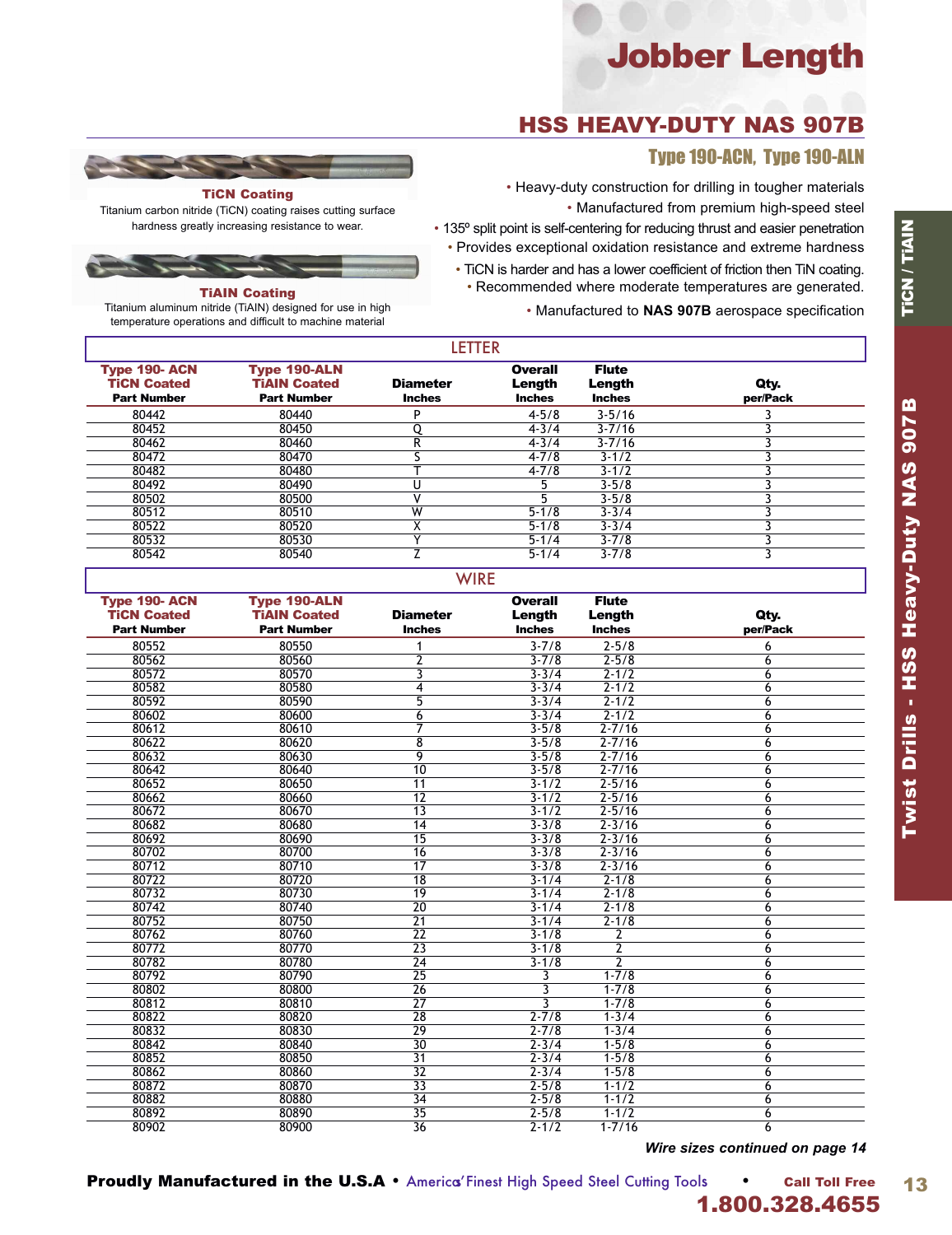# Jobber Length

## HSS HEAVY-DUTY NAS 907B

### Type 190-ACN, Type 190-ALN

**TiCN Coating**

Titanium carbon nitride (TiCN) coating raises cutting surface hardness greatly increasing resistance to wear.

**TiAIN Coating**

Titanium aluminum nitride (TiAIN) designed for use in high temperature operations and difficult to machine material

- Heavy-duty construction for drilling in tougher materials
- Manufactured from premium high-speed steel
- 135º split point is self-centering for reducing thrust and easier penetration
- Provides exceptional oxidation resistance and extreme hardness
- TiCN is harder and has a lower coefficient of friction then TiN coating.
- Recommended where moderate temperatures are generated.
- Manufactured to **NAS 907B** aerospace specification

TiCN / TiAIN

Twist Drills - HSS Heavy-Duty NAS 907B

### LETTER

| Type 190- ACN TiCN Coated Part Number | Type 190-ALN TiAIN Coated Part Number | Diameter Inches | Overall Length Inches | Flute Length Inches | Qty. per/Pack |
|---|---|---|---|---|---|
| 80442 | 80440 | P | 4-5/8 | 3-5/16 | 3 |
| 80452 | 80450 | Q | 4-3/4 | 3-7/16 | 3 |
| 80462 | 80460 | R | 4-3/4 | 3-7/16 | 3 |
| 80472 | 80470 | S | 4-7/8 | 3-1/2 | 3 |
| 80482 | 80480 | T | 4-7/8 | 3-1/2 | 3 |
| 80492 | 80490 | U | 5 | 3-5/8 | 3 |
| 80502 | 80500 | V | 5 | 3-5/8 | 3 |
| 80512 | 80510 | W | 5-1/8 | 3-3/4 | 3 |
| 80522 | 80520 | X | 5-1/8 | 3-3/4 | 3 |
| 80532 | 80530 | Y | 5-1/4 | 3-7/8 | 3 |
| 80542 | 80540 | Z | 5-1/4 | 3-7/8 | 3 |

### WIRE

| Type 190- ACN TiCN Coated Part Number | Type 190-ALN TiAIN Coated Part Number | Diameter Inches | Overall Length Inches | Flute Length Inches | Qty. per/Pack |
|---|---|---|---|---|---|
| 80552 | 80550 | 1 | 3-7/8 | 2-5/8 | 6 |
| 80562 | 80560 | 2 | 3-7/8 | 2-5/8 | 6 |
| 80572 | 80570 | 3 | 3-3/4 | 2-1/2 | 6 |
| 80582 | 80580 | 4 | 3-3/4 | 2-1/2 | 6 |
| 80592 | 80590 | 5 | 3-3/4 | 2-1/2 | 6 |
| 80602 | 80600 | 6 | 3-3/4 | 2-1/2 | 6 |
| 80612 | 80610 | 7 | 3-5/8 | 2-7/16 | 6 |
| 80622 | 80620 | 8 | 3-5/8 | 2-7/16 | 6 |
| 80632 | 80630 | 9 | 3-5/8 | 2-7/16 | 6 |
| 80642 | 80640 | 10 | 3-5/8 | 2-7/16 | 6 |
| 80652 | 80650 | 11 | 3-1/2 | 2-5/16 | 6 |
| 80662 | 80660 | 12 | 3-1/2 | 2-5/16 | 6 |
| 80672 | 80670 | 13 | 3-1/2 | 2-5/16 | 6 |
| 80682 | 80680 | 14 | 3-3/8 | 2-3/16 | 6 |
| 80692 | 80690 | 15 | 3-3/8 | 2-3/16 | 6 |
| 80702 | 80700 | 16 | 3-3/8 | 2-3/16 | 6 |
| 80712 | 80710 | 17 | 3-3/8 | 2-3/16 | 6 |
| 80722 | 80720 | 18 | 3-1/4 | 2-1/8 | 6 |
| 80732 | 80730 | 19 | 3-1/4 | 2-1/8 | 6 |
| 80742 | 80740 | 20 | 3-1/4 | 2-1/8 | 6 |
| 80752 | 80750 | 21 | 3-1/4 | 2-1/8 | 6 |
| 80762 | 80760 | 22 | 3-1/8 | 2 | 6 |
| 80772 | 80770 | 23 | 3-1/8 | 2 | 6 |
| 80782 | 80780 | 24 | 3-1/8 | 2 | 6 |
| 80792 | 80790 | 25 | 3 | 1-7/8 | 6 |
| 80802 | 80800 | 26 | 3 | 1-7/8 | 6 |
| 80812 | 80810 | 27 | 3 | 1-7/8 | 6 |
| 80822 | 80820 | 28 | 2-7/8 | 1-3/4 | 6 |
| 80832 | 80830 | 29 | 2-7/8 | 1-3/4 | 6 |
| 80842 | 80840 | 30 | 2-3/4 | 1-5/8 | 6 |
| 80852 | 80850 | 31 | 2-3/4 | 1-5/8 | 6 |
| 80862 | 80860 | 32 | 2-3/4 | 1-5/8 | 6 |
| 80872 | 80870 | 33 | 2-5/8 | 1-1/2 | 6 |
| 80882 | 80880 | 34 | 2-5/8 | 1-1/2 | 6 |
| 80892 | 80890 | 35 | 2-5/8 | 1-1/2 | 6 |
| 80902 | 80900 | 36 | 2-1/2 | 1-7/16 | 6 |

***Wire sizes continued on page 14***

**Proudly Manufactured in the U.S.A** • America's Finest High Speed Steel Cutting Tools • **Call Toll Free 1.800.328.4655**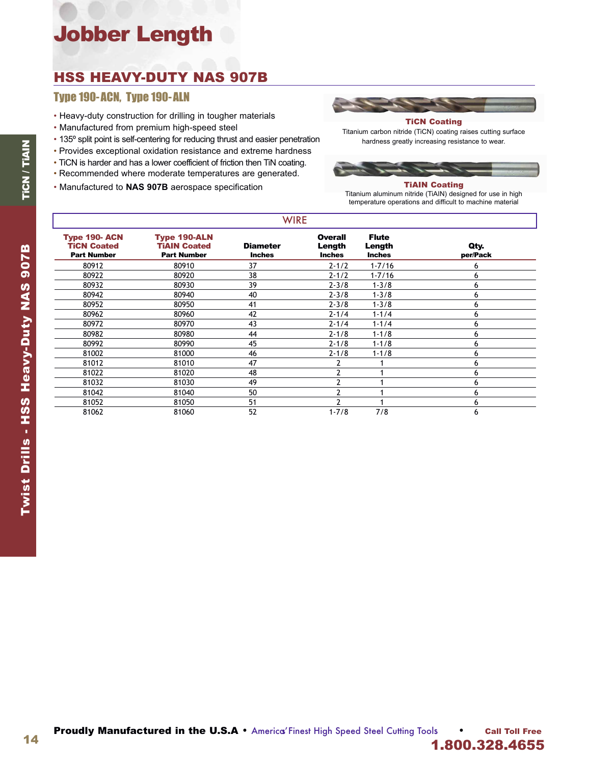# Jobber Length

## HSS HEAVY-DUTY NAS 907B

### Type 190-ACN, Type 190-ALN

- Heavy-duty construction for drilling in tougher materials
- Manufactured from premium high-speed steel
- 135º split point is self-centering for reducing thrust and easier penetration
- Provides exceptional oxidation resistance and extreme hardness
- TiCN is harder and has a lower coefficient of friction then TiN coating.
- Recommended where moderate temperatures are generated.
- Manufactured to **NAS 907B** aerospace specification

**TiCN Coating**

Titanium carbon nitride (TiCN) coating raises cutting surface hardness greatly increasing resistance to wear.

**TiAIN Coating**

Titanium aluminum nitride (TiAIN) designed for use in high temperature operations and difficult to machine material

WIRE

| Type 190- ACN TiCN Coated Part Number | Type 190-ALN TiAIN Coated Part Number | Diameter Inches | Overall Length Inches | Flute Length Inches | Qty. per/Pack |
|---|---|---|---|---|---|
| 80912 | 80910 | 37 | 2-1/2 | 1-7/16 | 6 |
| 80922 | 80920 | 38 | 2-1/2 | 1-7/16 | 6 |
| 80932 | 80930 | 39 | 2-3/8 | 1-3/8 | 6 |
| 80942 | 80940 | 40 | 2-3/8 | 1-3/8 | 6 |
| 80952 | 80950 | 41 | 2-3/8 | 1-3/8 | 6 |
| 80962 | 80960 | 42 | 2-1/4 | 1-1/4 | 6 |
| 80972 | 80970 | 43 | 2-1/4 | 1-1/4 | 6 |
| 80982 | 80980 | 44 | 2-1/8 | 1-1/8 | 6 |
| 80992 | 80990 | 45 | 2-1/8 | 1-1/8 | 6 |
| 81002 | 81000 | 46 | 2-1/8 | 1-1/8 | 6 |
| 81012 | 81010 | 47 | 2 | 1 | 6 |
| 81022 | 81020 | 48 | 2 | 1 | 6 |
| 81032 | 81030 | 49 | 2 | 1 | 6 |
| 81042 | 81040 | 50 | 2 | 1 | 6 |
| 81052 | 81050 | 51 | 2 | 1 | 6 |
| 81062 | 81060 | 52 | 1-7/8 | 7/8 | 6 |

**Proudly Manufactured in the U.S.A** • America's Finest High Speed Steel Cutting Tools • **Call Toll Free 1.800.328.4655**